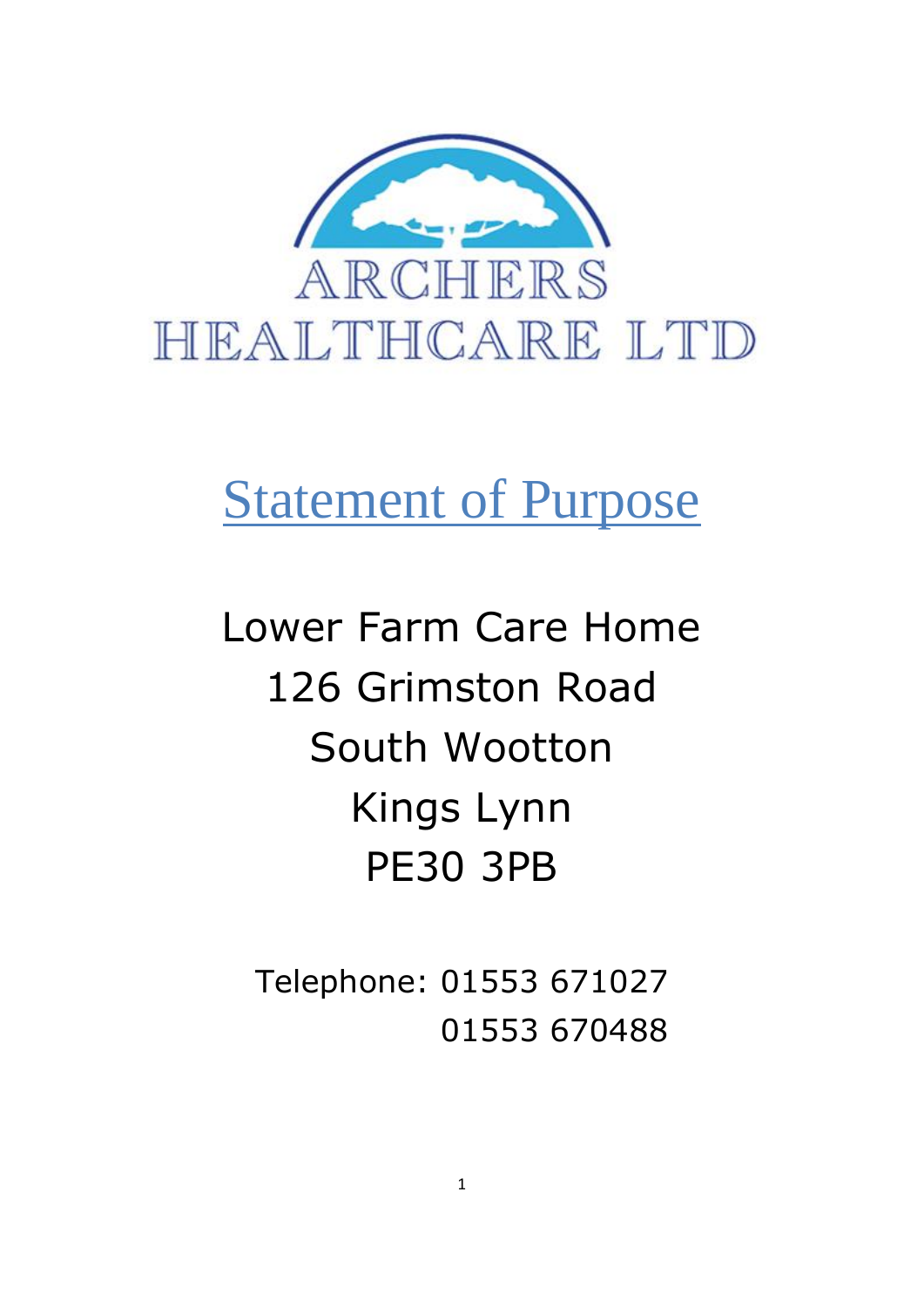ARCHERS HEALTHCARE LTD

# Statement of Purpose

Lower Farm Care Home
126 Grimston Road
South Wootton
Kings Lynn
PE30 3PB

Telephone: 01553 671027
01553 670488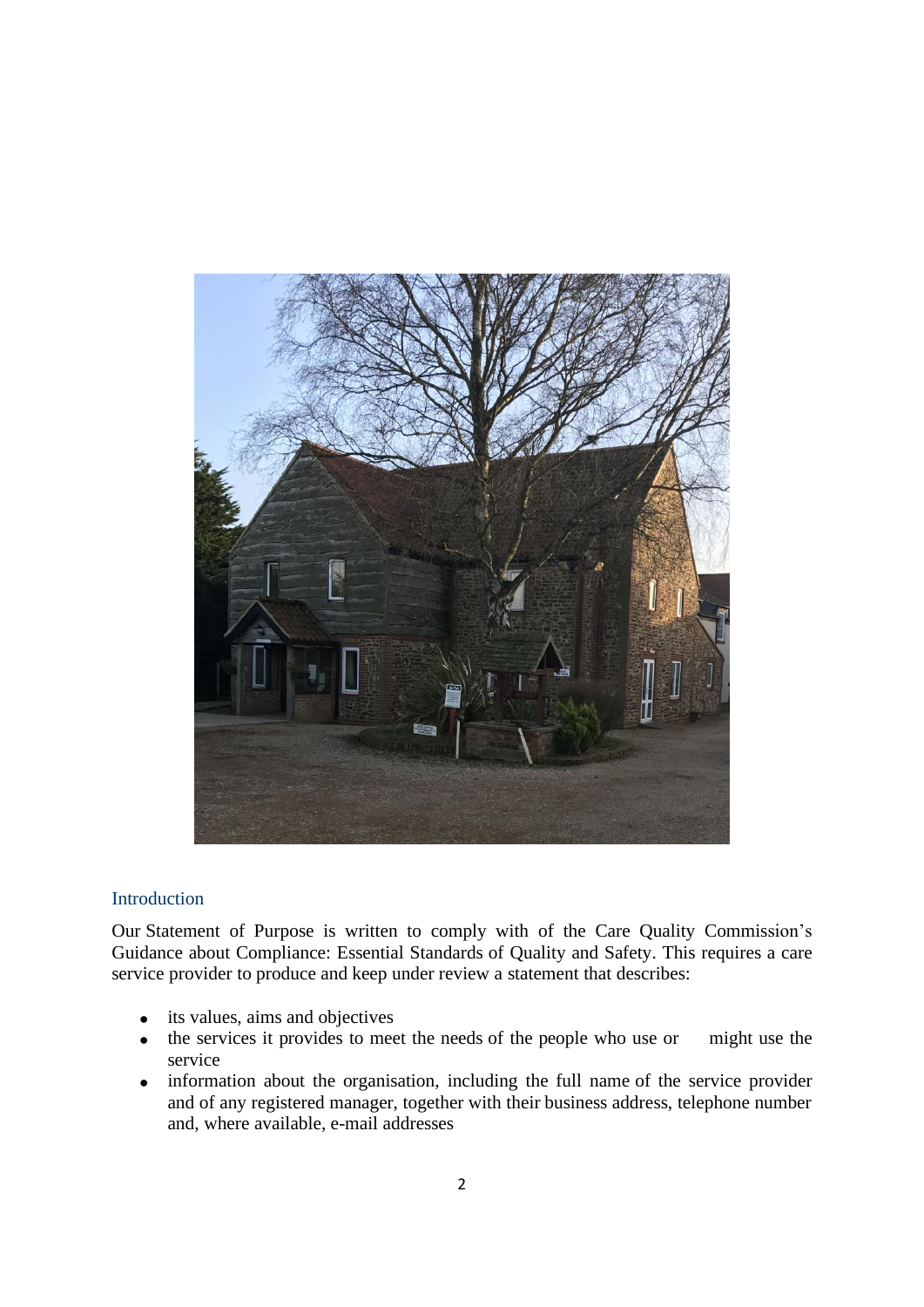## Introduction

Our Statement of Purpose is written to comply with of the Care Quality Commission's Guidance about Compliance: Essential Standards of Quality and Safety. This requires a care service provider to produce and keep under review a statement that describes:

- its values, aims and objectives
- the services it provides to meet the needs of the people who use or might use the service
- information about the organisation, including the full name of the service provider and of any registered manager, together with their business address, telephone number and, where available, e-mail addresses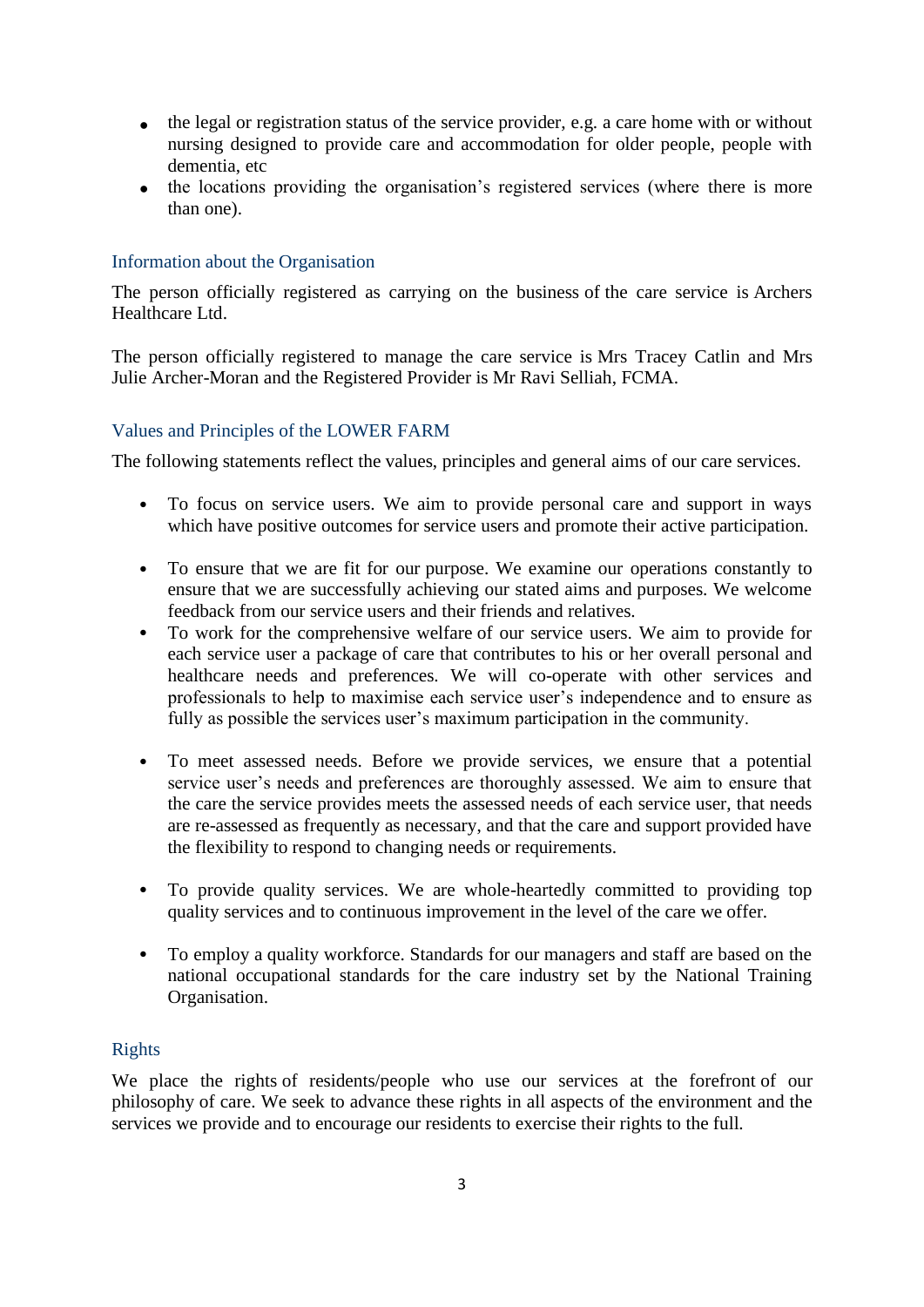- the legal or registration status of the service provider, e.g. a care home with or without nursing designed to provide care and accommodation for older people, people with dementia, etc
- the locations providing the organisation's registered services (where there is more than one).

## Information about the Organisation

The person officially registered as carrying on the business of the care service is Archers Healthcare Ltd.

The person officially registered to manage the care service is Mrs Tracey Catlin and Mrs Julie Archer-Moran and the Registered Provider is Mr Ravi Selliah, FCMA.

## Values and Principles of the LOWER FARM

The following statements reflect the values, principles and general aims of our care services.

- To focus on service users. We aim to provide personal care and support in ways which have positive outcomes for service users and promote their active participation.

- To ensure that we are fit for our purpose. We examine our operations constantly to ensure that we are successfully achieving our stated aims and purposes. We welcome feedback from our service users and their friends and relatives.
- To work for the comprehensive welfare of our service users. We aim to provide for each service user a package of care that contributes to his or her overall personal and healthcare needs and preferences. We will co-operate with other services and professionals to help to maximise each service user's independence and to ensure as fully as possible the services user's maximum participation in the community.

- To meet assessed needs. Before we provide services, we ensure that a potential service user's needs and preferences are thoroughly assessed. We aim to ensure that the care the service provides meets the assessed needs of each service user, that needs are re-assessed as frequently as necessary, and that the care and support provided have the flexibility to respond to changing needs or requirements.

- To provide quality services. We are whole-heartedly committed to providing top quality services and to continuous improvement in the level of the care we offer.

- To employ a quality workforce. Standards for our managers and staff are based on the national occupational standards for the care industry set by the National Training Organisation.

## Rights

We place the rights of residents/people who use our services at the forefront of our philosophy of care. We seek to advance these rights in all aspects of the environment and the services we provide and to encourage our residents to exercise their rights to the full.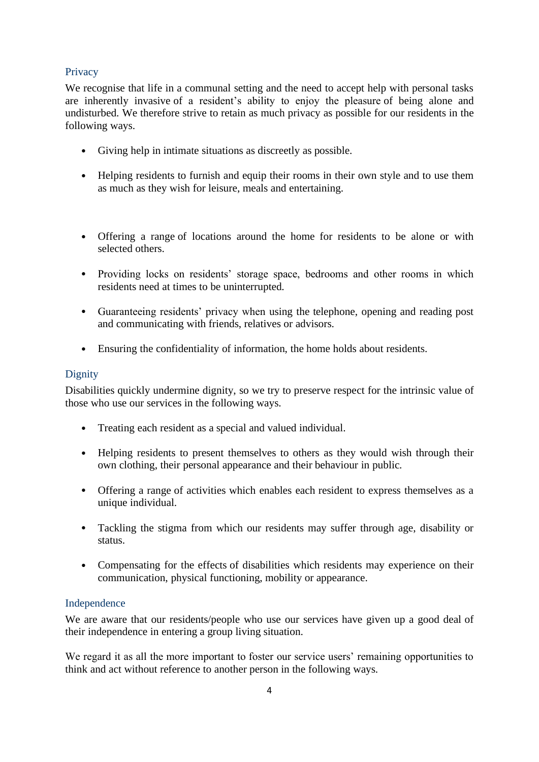## Privacy

We recognise that life in a communal setting and the need to accept help with personal tasks are inherently invasive of a resident's ability to enjoy the pleasure of being alone and undisturbed. We therefore strive to retain as much privacy as possible for our residents in the following ways.

- Giving help in intimate situations as discreetly as possible.
- Helping residents to furnish and equip their rooms in their own style and to use them as much as they wish for leisure, meals and entertaining.
- Offering a range of locations around the home for residents to be alone or with selected others.
- Providing locks on residents' storage space, bedrooms and other rooms in which residents need at times to be uninterrupted.
- Guaranteeing residents' privacy when using the telephone, opening and reading post and communicating with friends, relatives or advisors.
- Ensuring the confidentiality of information, the home holds about residents.

## Dignity

Disabilities quickly undermine dignity, so we try to preserve respect for the intrinsic value of those who use our services in the following ways.

- Treating each resident as a special and valued individual.
- Helping residents to present themselves to others as they would wish through their own clothing, their personal appearance and their behaviour in public.
- Offering a range of activities which enables each resident to express themselves as a unique individual.
- Tackling the stigma from which our residents may suffer through age, disability or status.
- Compensating for the effects of disabilities which residents may experience on their communication, physical functioning, mobility or appearance.

## Independence

We are aware that our residents/people who use our services have given up a good deal of their independence in entering a group living situation.

We regard it as all the more important to foster our service users' remaining opportunities to think and act without reference to another person in the following ways.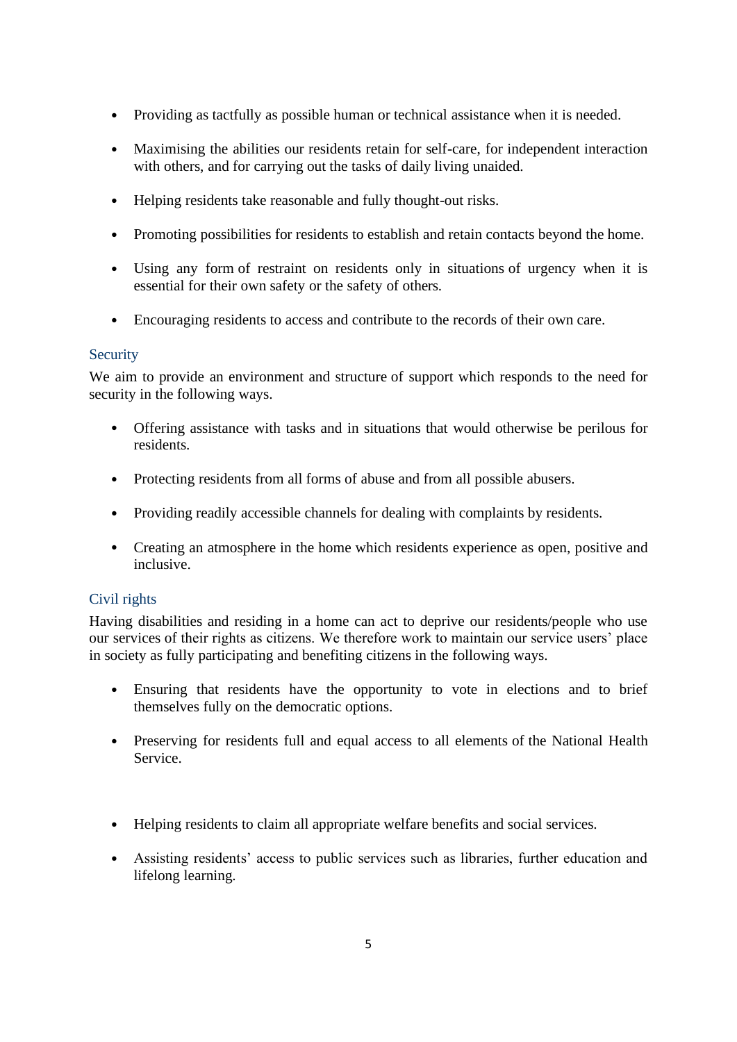- Providing as tactfully as possible human or technical assistance when it is needed.

- Maximising the abilities our residents retain for self-care, for independent interaction with others, and for carrying out the tasks of daily living unaided.

- Helping residents take reasonable and fully thought-out risks.

- Promoting possibilities for residents to establish and retain contacts beyond the home.

- Using any form of restraint on residents only in situations of urgency when it is essential for their own safety or the safety of others.

- Encouraging residents to access and contribute to the records of their own care.

### Security

We aim to provide an environment and structure of support which responds to the need for security in the following ways.

- Offering assistance with tasks and in situations that would otherwise be perilous for residents.

- Protecting residents from all forms of abuse and from all possible abusers.

- Providing readily accessible channels for dealing with complaints by residents.

- Creating an atmosphere in the home which residents experience as open, positive and inclusive.

### Civil rights

Having disabilities and residing in a home can act to deprive our residents/people who use our services of their rights as citizens. We therefore work to maintain our service users' place in society as fully participating and benefiting citizens in the following ways.

- Ensuring that residents have the opportunity to vote in elections and to brief themselves fully on the democratic options.

- Preserving for residents full and equal access to all elements of the National Health Service.

- Helping residents to claim all appropriate welfare benefits and social services.

- Assisting residents' access to public services such as libraries, further education and lifelong learning.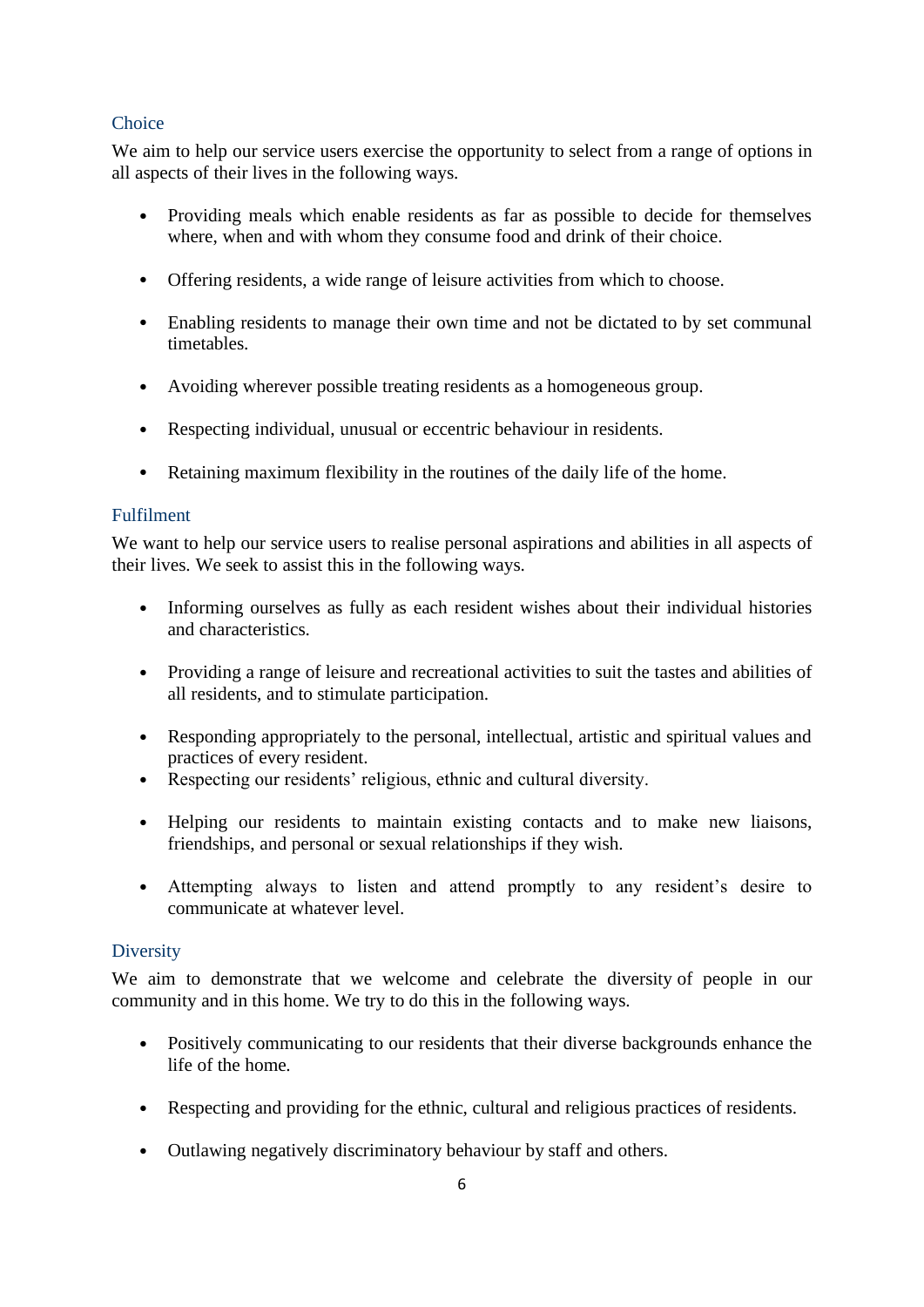## Choice

We aim to help our service users exercise the opportunity to select from a range of options in all aspects of their lives in the following ways.

- Providing meals which enable residents as far as possible to decide for themselves where, when and with whom they consume food and drink of their choice.
- Offering residents, a wide range of leisure activities from which to choose.
- Enabling residents to manage their own time and not be dictated to by set communal timetables.
- Avoiding wherever possible treating residents as a homogeneous group.
- Respecting individual, unusual or eccentric behaviour in residents.
- Retaining maximum flexibility in the routines of the daily life of the home.

## Fulfilment

We want to help our service users to realise personal aspirations and abilities in all aspects of their lives. We seek to assist this in the following ways.

- Informing ourselves as fully as each resident wishes about their individual histories and characteristics.
- Providing a range of leisure and recreational activities to suit the tastes and abilities of all residents, and to stimulate participation.
- Responding appropriately to the personal, intellectual, artistic and spiritual values and practices of every resident.
- Respecting our residents' religious, ethnic and cultural diversity.
- Helping our residents to maintain existing contacts and to make new liaisons, friendships, and personal or sexual relationships if they wish.
- Attempting always to listen and attend promptly to any resident's desire to communicate at whatever level.

## Diversity

We aim to demonstrate that we welcome and celebrate the diversity of people in our community and in this home. We try to do this in the following ways.

- Positively communicating to our residents that their diverse backgrounds enhance the life of the home.
- Respecting and providing for the ethnic, cultural and religious practices of residents.
- Outlawing negatively discriminatory behaviour by staff and others.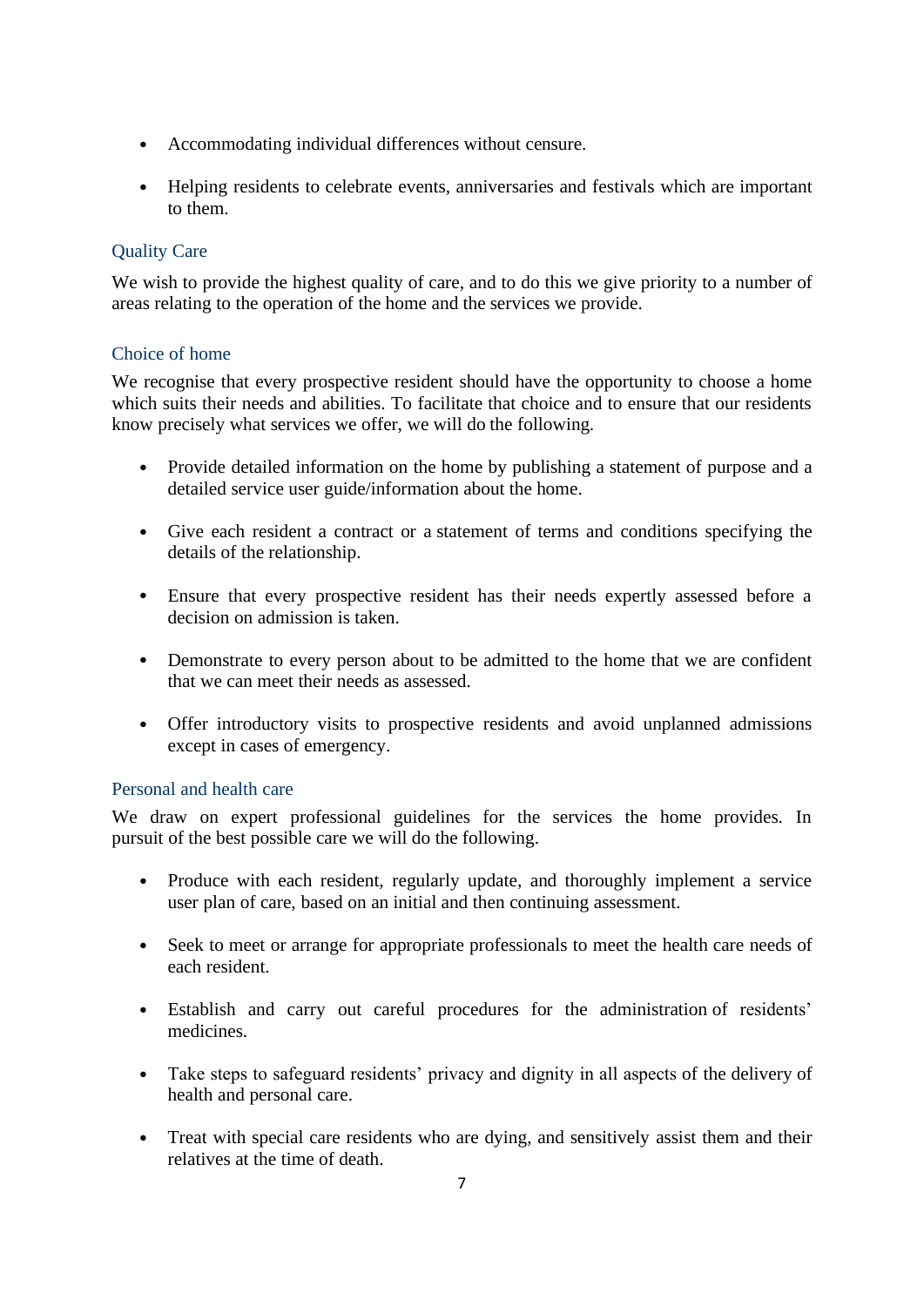- Accommodating individual differences without censure.

- Helping residents to celebrate events, anniversaries and festivals which are important to them.

### Quality Care

We wish to provide the highest quality of care, and to do this we give priority to a number of areas relating to the operation of the home and the services we provide.

### Choice of home

We recognise that every prospective resident should have the opportunity to choose a home which suits their needs and abilities. To facilitate that choice and to ensure that our residents know precisely what services we offer, we will do the following.

- Provide detailed information on the home by publishing a statement of purpose and a detailed service user guide/information about the home.

- Give each resident a contract or a statement of terms and conditions specifying the details of the relationship.

- Ensure that every prospective resident has their needs expertly assessed before a decision on admission is taken.

- Demonstrate to every person about to be admitted to the home that we are confident that we can meet their needs as assessed.

- Offer introductory visits to prospective residents and avoid unplanned admissions except in cases of emergency.

### Personal and health care

We draw on expert professional guidelines for the services the home provides. In pursuit of the best possible care we will do the following.

- Produce with each resident, regularly update, and thoroughly implement a service user plan of care, based on an initial and then continuing assessment.

- Seek to meet or arrange for appropriate professionals to meet the health care needs of each resident.

- Establish and carry out careful procedures for the administration of residents' medicines.

- Take steps to safeguard residents' privacy and dignity in all aspects of the delivery of health and personal care.

- Treat with special care residents who are dying, and sensitively assist them and their relatives at the time of death.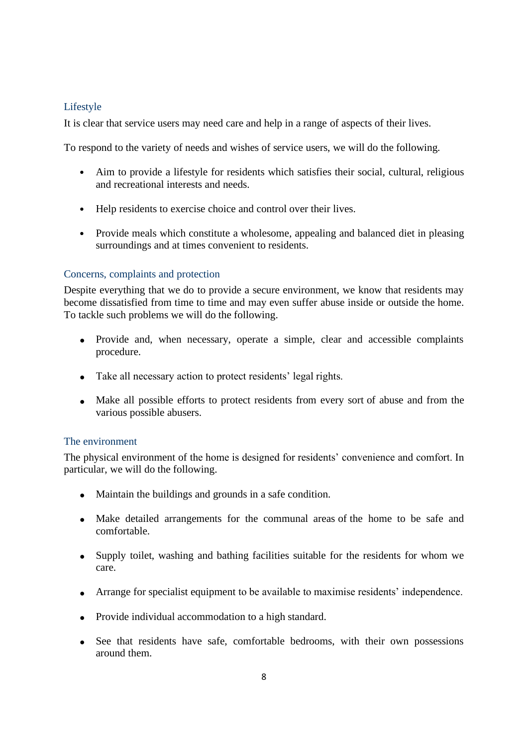## Lifestyle

It is clear that service users may need care and help in a range of aspects of their lives.

To respond to the variety of needs and wishes of service users, we will do the following.

- Aim to provide a lifestyle for residents which satisfies their social, cultural, religious and recreational interests and needs.
- Help residents to exercise choice and control over their lives.
- Provide meals which constitute a wholesome, appealing and balanced diet in pleasing surroundings and at times convenient to residents.

## Concerns, complaints and protection

Despite everything that we do to provide a secure environment, we know that residents may become dissatisfied from time to time and may even suffer abuse inside or outside the home. To tackle such problems we will do the following.

- Provide and, when necessary, operate a simple, clear and accessible complaints procedure.
- Take all necessary action to protect residents' legal rights.
- Make all possible efforts to protect residents from every sort of abuse and from the various possible abusers.

## The environment

The physical environment of the home is designed for residents' convenience and comfort. In particular, we will do the following.

- Maintain the buildings and grounds in a safe condition.
- Make detailed arrangements for the communal areas of the home to be safe and comfortable.
- Supply toilet, washing and bathing facilities suitable for the residents for whom we care.
- Arrange for specialist equipment to be available to maximise residents' independence.
- Provide individual accommodation to a high standard.
- See that residents have safe, comfortable bedrooms, with their own possessions around them.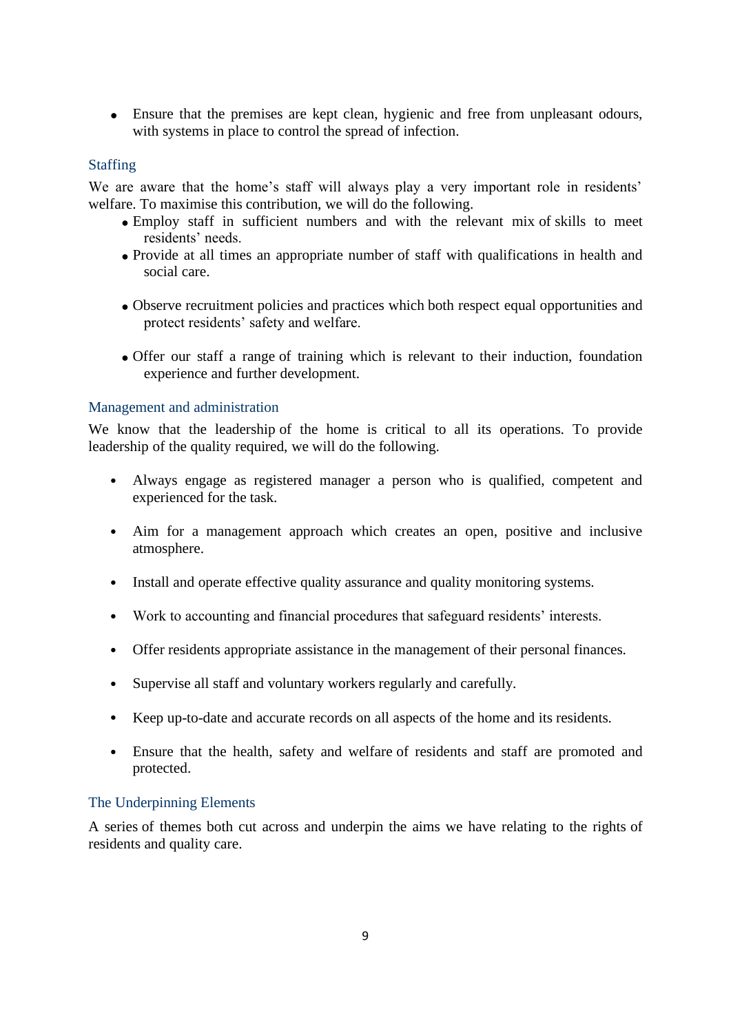- Ensure that the premises are kept clean, hygienic and free from unpleasant odours, with systems in place to control the spread of infection.

### Staffing

We are aware that the home's staff will always play a very important role in residents' welfare. To maximise this contribution, we will do the following.

- Employ staff in sufficient numbers and with the relevant mix of skills to meet residents' needs.
- Provide at all times an appropriate number of staff with qualifications in health and social care.
- Observe recruitment policies and practices which both respect equal opportunities and protect residents' safety and welfare.
- Offer our staff a range of training which is relevant to their induction, foundation experience and further development.

### Management and administration

We know that the leadership of the home is critical to all its operations. To provide leadership of the quality required, we will do the following.

- Always engage as registered manager a person who is qualified, competent and experienced for the task.
- Aim for a management approach which creates an open, positive and inclusive atmosphere.
- Install and operate effective quality assurance and quality monitoring systems.
- Work to accounting and financial procedures that safeguard residents' interests.
- Offer residents appropriate assistance in the management of their personal finances.
- Supervise all staff and voluntary workers regularly and carefully.
- Keep up-to-date and accurate records on all aspects of the home and its residents.
- Ensure that the health, safety and welfare of residents and staff are promoted and protected.

### The Underpinning Elements

A series of themes both cut across and underpin the aims we have relating to the rights of residents and quality care.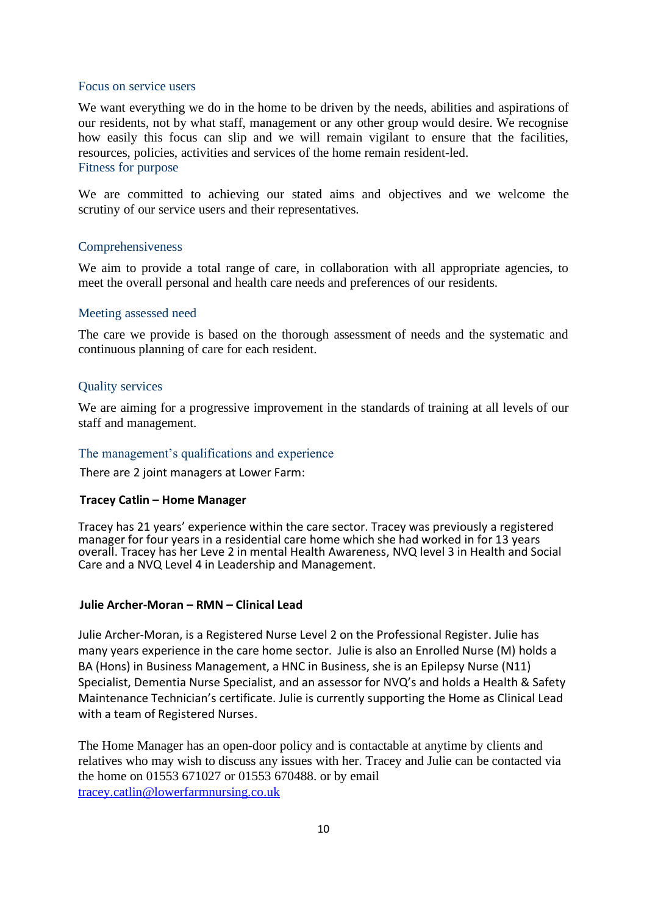### Focus on service users

We want everything we do in the home to be driven by the needs, abilities and aspirations of our residents, not by what staff, management or any other group would desire. We recognise how easily this focus can slip and we will remain vigilant to ensure that the facilities, resources, policies, activities and services of the home remain resident-led.

### Fitness for purpose

We are committed to achieving our stated aims and objectives and we welcome the scrutiny of our service users and their representatives.

### Comprehensiveness

We aim to provide a total range of care, in collaboration with all appropriate agencies, to meet the overall personal and health care needs and preferences of our residents.

### Meeting assessed need

The care we provide is based on the thorough assessment of needs and the systematic and continuous planning of care for each resident.

### Quality services

We are aiming for a progressive improvement in the standards of training at all levels of our staff and management.

### The management's qualifications and experience

There are 2 joint managers at Lower Farm:

**Tracey Catlin – Home Manager**

Tracey has 21 years' experience within the care sector. Tracey was previously a registered manager for four years in a residential care home which she had worked in for 13 years overall. Tracey has her Leve 2 in mental Health Awareness, NVQ level 3 in Health and Social Care and a NVQ Level 4 in Leadership and Management.

**Julie Archer-Moran – RMN – Clinical Lead**

Julie Archer-Moran, is a Registered Nurse Level 2 on the Professional Register. Julie has many years experience in the care home sector. Julie is also an Enrolled Nurse (M) holds a BA (Hons) in Business Management, a HNC in Business, she is an Epilepsy Nurse (N11) Specialist, Dementia Nurse Specialist, and an assessor for NVQ's and holds a Health & Safety Maintenance Technician's certificate. Julie is currently supporting the Home as Clinical Lead with a team of Registered Nurses.

The Home Manager has an open-door policy and is contactable at anytime by clients and relatives who may wish to discuss any issues with her. Tracey and Julie can be contacted via the home on 01553 671027 or 01553 670488. or by email [tracey.catlin@lowerfarmnursing.co.uk](mailto:tracey.catlin@lowerfarmnursing.co.uk)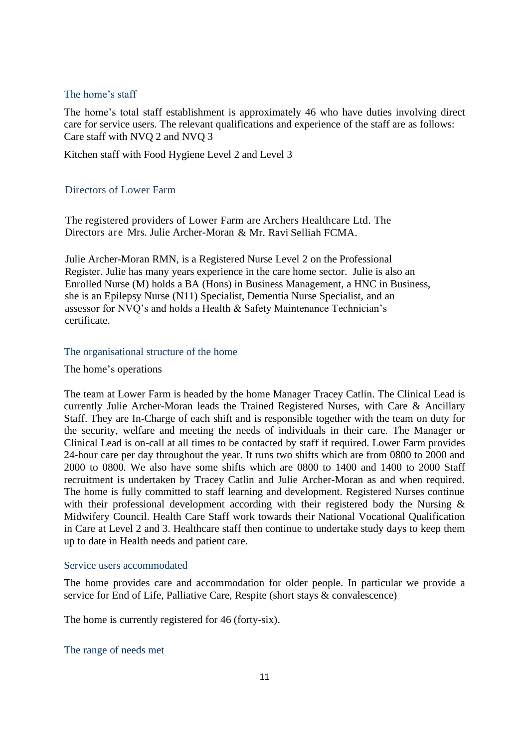## The home's staff

The home's total staff establishment is approximately 46 who have duties involving direct care for service users. The relevant qualifications and experience of the staff are as follows: Care staff with NVQ 2 and NVQ 3

Kitchen staff with Food Hygiene Level 2 and Level 3

## Directors of Lower Farm

The registered providers of Lower Farm are Archers Healthcare Ltd. The Directors are Mrs. Julie Archer-Moran & Mr. Ravi Selliah FCMA.

Julie Archer-Moran RMN, is a Registered Nurse Level 2 on the Professional Register. Julie has many years experience in the care home sector. Julie is also an Enrolled Nurse (M) holds a BA (Hons) in Business Management, a HNC in Business, she is an Epilepsy Nurse (N11) Specialist, Dementia Nurse Specialist, and an assessor for NVQ's and holds a Health & Safety Maintenance Technician's certificate.

## The organisational structure of the home

The home's operations

The team at Lower Farm is headed by the home Manager Tracey Catlin. The Clinical Lead is currently Julie Archer-Moran leads the Trained Registered Nurses, with Care & Ancillary Staff. They are In-Charge of each shift and is responsible together with the team on duty for the security, welfare and meeting the needs of individuals in their care. The Manager or Clinical Lead is on-call at all times to be contacted by staff if required. Lower Farm provides 24-hour care per day throughout the year. It runs two shifts which are from 0800 to 2000 and 2000 to 0800. We also have some shifts which are 0800 to 1400 and 1400 to 2000 Staff recruitment is undertaken by Tracey Catlin and Julie Archer-Moran as and when required. The home is fully committed to staff learning and development. Registered Nurses continue with their professional development according with their registered body the Nursing & Midwifery Council. Health Care Staff work towards their National Vocational Qualification in Care at Level 2 and 3. Healthcare staff then continue to undertake study days to keep them up to date in Health needs and patient care.

## Service users accommodated

The home provides care and accommodation for older people. In particular we provide a service for End of Life, Palliative Care, Respite (short stays & convalescence)

The home is currently registered for 46 (forty-six).

## The range of needs met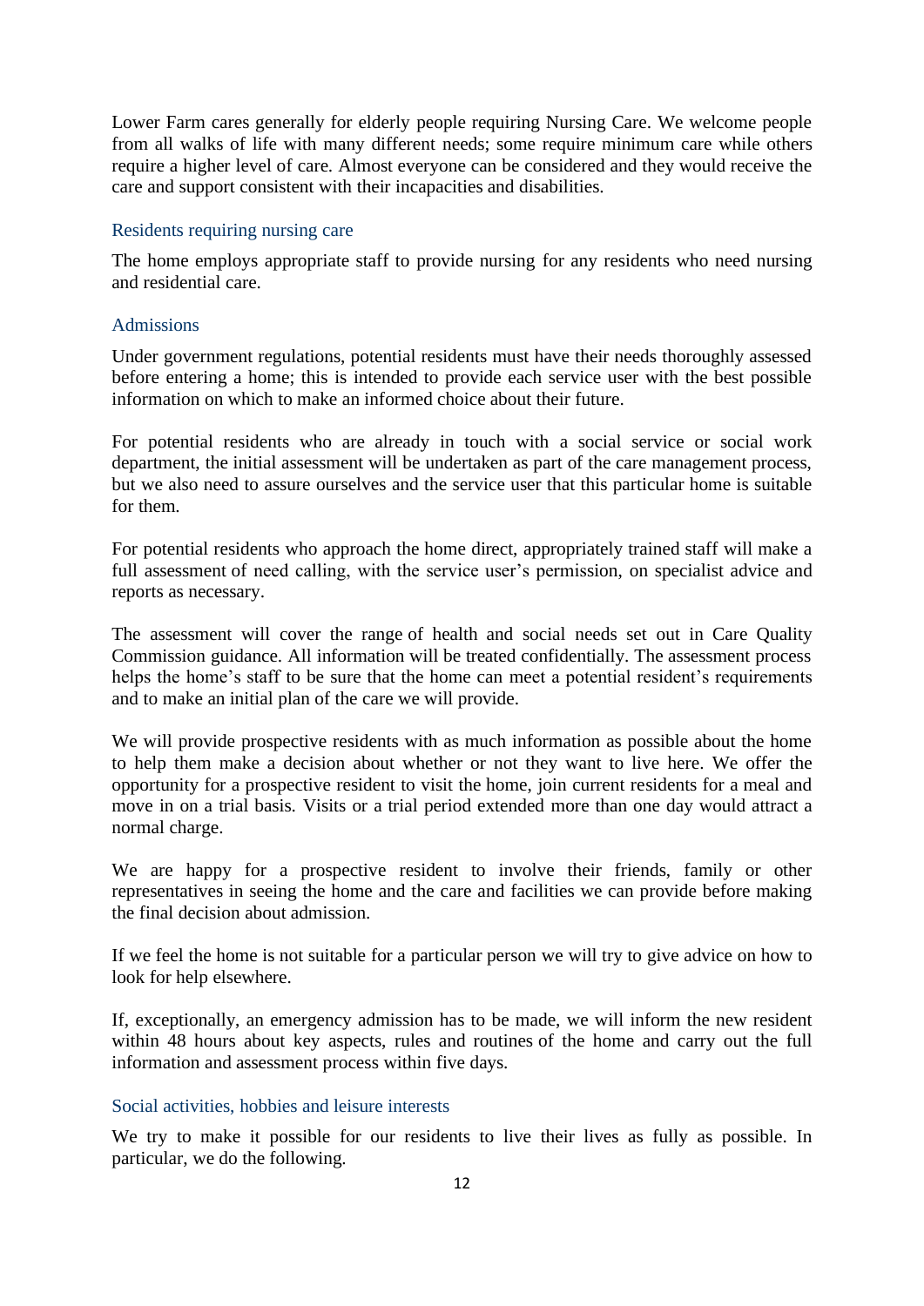Lower Farm cares generally for elderly people requiring Nursing Care. We welcome people from all walks of life with many different needs; some require minimum care while others require a higher level of care. Almost everyone can be considered and they would receive the care and support consistent with their incapacities and disabilities.

### Residents requiring nursing care

The home employs appropriate staff to provide nursing for any residents who need nursing and residential care.

### Admissions

Under government regulations, potential residents must have their needs thoroughly assessed before entering a home; this is intended to provide each service user with the best possible information on which to make an informed choice about their future.

For potential residents who are already in touch with a social service or social work department, the initial assessment will be undertaken as part of the care management process, but we also need to assure ourselves and the service user that this particular home is suitable for them.

For potential residents who approach the home direct, appropriately trained staff will make a full assessment of need calling, with the service user's permission, on specialist advice and reports as necessary.

The assessment will cover the range of health and social needs set out in Care Quality Commission guidance. All information will be treated confidentially. The assessment process helps the home's staff to be sure that the home can meet a potential resident's requirements and to make an initial plan of the care we will provide.

We will provide prospective residents with as much information as possible about the home to help them make a decision about whether or not they want to live here. We offer the opportunity for a prospective resident to visit the home, join current residents for a meal and move in on a trial basis. Visits or a trial period extended more than one day would attract a normal charge.

We are happy for a prospective resident to involve their friends, family or other representatives in seeing the home and the care and facilities we can provide before making the final decision about admission.

If we feel the home is not suitable for a particular person we will try to give advice on how to look for help elsewhere.

If, exceptionally, an emergency admission has to be made, we will inform the new resident within 48 hours about key aspects, rules and routines of the home and carry out the full information and assessment process within five days.

### Social activities, hobbies and leisure interests

We try to make it possible for our residents to live their lives as fully as possible. In particular, we do the following.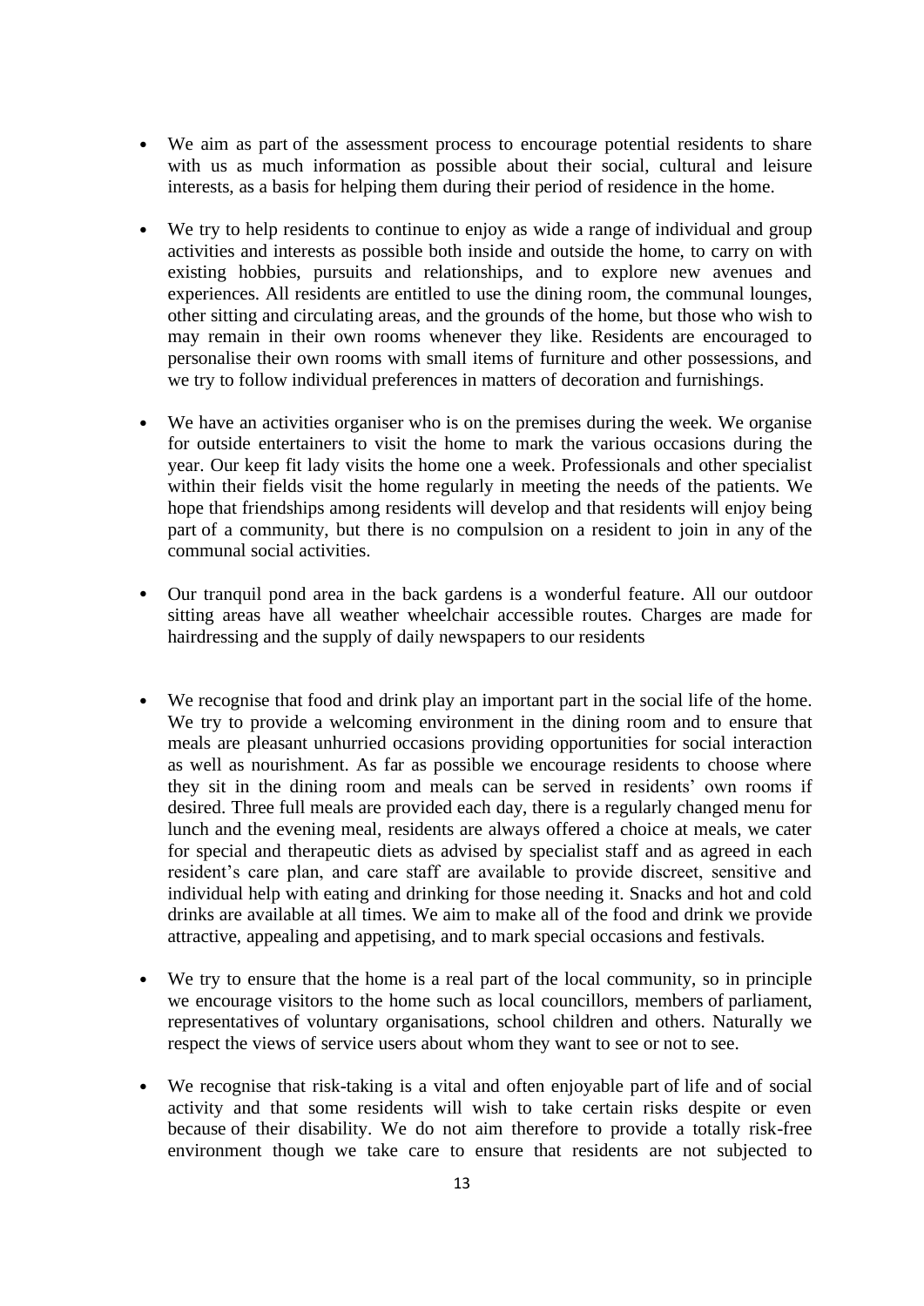- We aim as part of the assessment process to encourage potential residents to share with us as much information as possible about their social, cultural and leisure interests, as a basis for helping them during their period of residence in the home.

- We try to help residents to continue to enjoy as wide a range of individual and group activities and interests as possible both inside and outside the home, to carry on with existing hobbies, pursuits and relationships, and to explore new avenues and experiences. All residents are entitled to use the dining room, the communal lounges, other sitting and circulating areas, and the grounds of the home, but those who wish to may remain in their own rooms whenever they like. Residents are encouraged to personalise their own rooms with small items of furniture and other possessions, and we try to follow individual preferences in matters of decoration and furnishings.

- We have an activities organiser who is on the premises during the week. We organise for outside entertainers to visit the home to mark the various occasions during the year. Our keep fit lady visits the home one a week. Professionals and other specialist within their fields visit the home regularly in meeting the needs of the patients. We hope that friendships among residents will develop and that residents will enjoy being part of a community, but there is no compulsion on a resident to join in any of the communal social activities.

- Our tranquil pond area in the back gardens is a wonderful feature. All our outdoor sitting areas have all weather wheelchair accessible routes. Charges are made for hairdressing and the supply of daily newspapers to our residents

- We recognise that food and drink play an important part in the social life of the home. We try to provide a welcoming environment in the dining room and to ensure that meals are pleasant unhurried occasions providing opportunities for social interaction as well as nourishment. As far as possible we encourage residents to choose where they sit in the dining room and meals can be served in residents' own rooms if desired. Three full meals are provided each day, there is a regularly changed menu for lunch and the evening meal, residents are always offered a choice at meals, we cater for special and therapeutic diets as advised by specialist staff and as agreed in each resident's care plan, and care staff are available to provide discreet, sensitive and individual help with eating and drinking for those needing it. Snacks and hot and cold drinks are available at all times. We aim to make all of the food and drink we provide attractive, appealing and appetising, and to mark special occasions and festivals.

- We try to ensure that the home is a real part of the local community, so in principle we encourage visitors to the home such as local councillors, members of parliament, representatives of voluntary organisations, school children and others. Naturally we respect the views of service users about whom they want to see or not to see.

- We recognise that risk-taking is a vital and often enjoyable part of life and of social activity and that some residents will wish to take certain risks despite or even because of their disability. We do not aim therefore to provide a totally risk-free environment though we take care to ensure that residents are not subjected to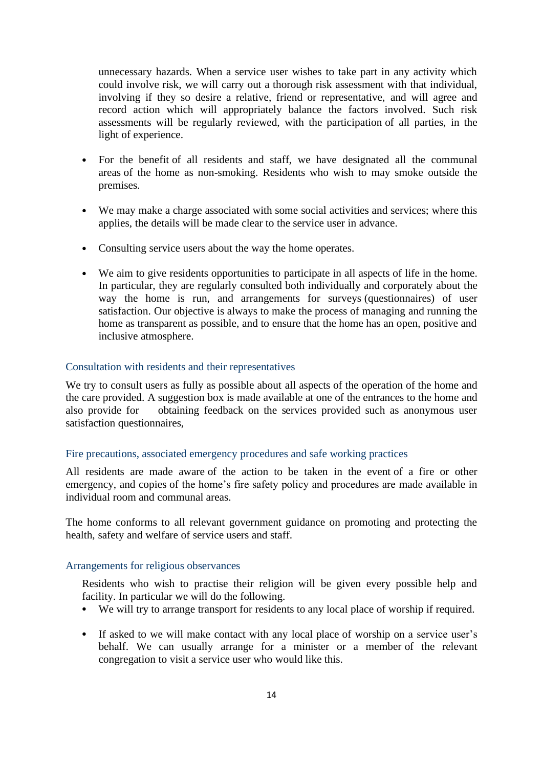unnecessary hazards. When a service user wishes to take part in any activity which could involve risk, we will carry out a thorough risk assessment with that individual, involving if they so desire a relative, friend or representative, and will agree and record action which will appropriately balance the factors involved. Such risk assessments will be regularly reviewed, with the participation of all parties, in the light of experience.

- For the benefit of all residents and staff, we have designated all the communal areas of the home as non-smoking. Residents who wish to may smoke outside the premises.

- We may make a charge associated with some social activities and services; where this applies, the details will be made clear to the service user in advance.

- Consulting service users about the way the home operates.

- We aim to give residents opportunities to participate in all aspects of life in the home. In particular, they are regularly consulted both individually and corporately about the way the home is run, and arrangements for surveys (questionnaires) of user satisfaction. Our objective is always to make the process of managing and running the home as transparent as possible, and to ensure that the home has an open, positive and inclusive atmosphere.

## Consultation with residents and their representatives

We try to consult users as fully as possible about all aspects of the operation of the home and the care provided. A suggestion box is made available at one of the entrances to the home and also provide for obtaining feedback on the services provided such as anonymous user satisfaction questionnaires,

## Fire precautions, associated emergency procedures and safe working practices

All residents are made aware of the action to be taken in the event of a fire or other emergency, and copies of the home's fire safety policy and procedures are made available in individual room and communal areas.

The home conforms to all relevant government guidance on promoting and protecting the health, safety and welfare of service users and staff.

## Arrangements for religious observances

Residents who wish to practise their religion will be given every possible help and facility. In particular we will do the following.

- We will try to arrange transport for residents to any local place of worship if required.

- If asked to we will make contact with any local place of worship on a service user's behalf. We can usually arrange for a minister or a member of the relevant congregation to visit a service user who would like this.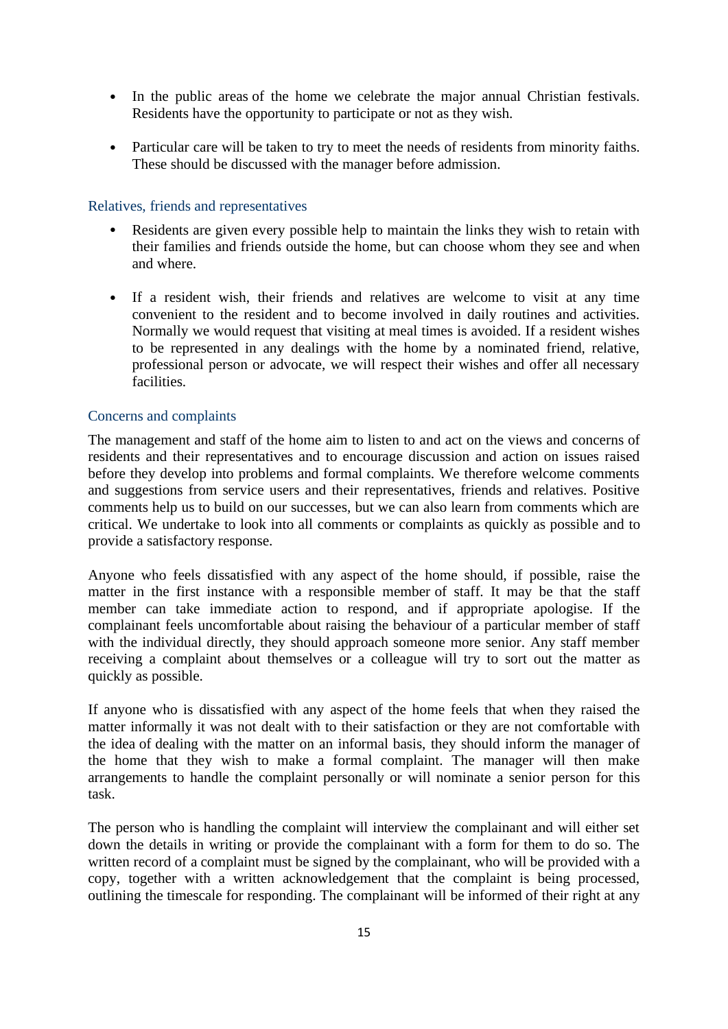- In the public areas of the home we celebrate the major annual Christian festivals. Residents have the opportunity to participate or not as they wish.

- Particular care will be taken to try to meet the needs of residents from minority faiths. These should be discussed with the manager before admission.

### Relatives, friends and representatives

- Residents are given every possible help to maintain the links they wish to retain with their families and friends outside the home, but can choose whom they see and when and where.

- If a resident wish, their friends and relatives are welcome to visit at any time convenient to the resident and to become involved in daily routines and activities. Normally we would request that visiting at meal times is avoided. If a resident wishes to be represented in any dealings with the home by a nominated friend, relative, professional person or advocate, we will respect their wishes and offer all necessary facilities.

### Concerns and complaints

The management and staff of the home aim to listen to and act on the views and concerns of residents and their representatives and to encourage discussion and action on issues raised before they develop into problems and formal complaints. We therefore welcome comments and suggestions from service users and their representatives, friends and relatives. Positive comments help us to build on our successes, but we can also learn from comments which are critical. We undertake to look into all comments or complaints as quickly as possible and to provide a satisfactory response.

Anyone who feels dissatisfied with any aspect of the home should, if possible, raise the matter in the first instance with a responsible member of staff. It may be that the staff member can take immediate action to respond, and if appropriate apologise. If the complainant feels uncomfortable about raising the behaviour of a particular member of staff with the individual directly, they should approach someone more senior. Any staff member receiving a complaint about themselves or a colleague will try to sort out the matter as quickly as possible.

If anyone who is dissatisfied with any aspect of the home feels that when they raised the matter informally it was not dealt with to their satisfaction or they are not comfortable with the idea of dealing with the matter on an informal basis, they should inform the manager of the home that they wish to make a formal complaint. The manager will then make arrangements to handle the complaint personally or will nominate a senior person for this task.

The person who is handling the complaint will interview the complainant and will either set down the details in writing or provide the complainant with a form for them to do so. The written record of a complaint must be signed by the complainant, who will be provided with a copy, together with a written acknowledgement that the complaint is being processed, outlining the timescale for responding. The complainant will be informed of their right at any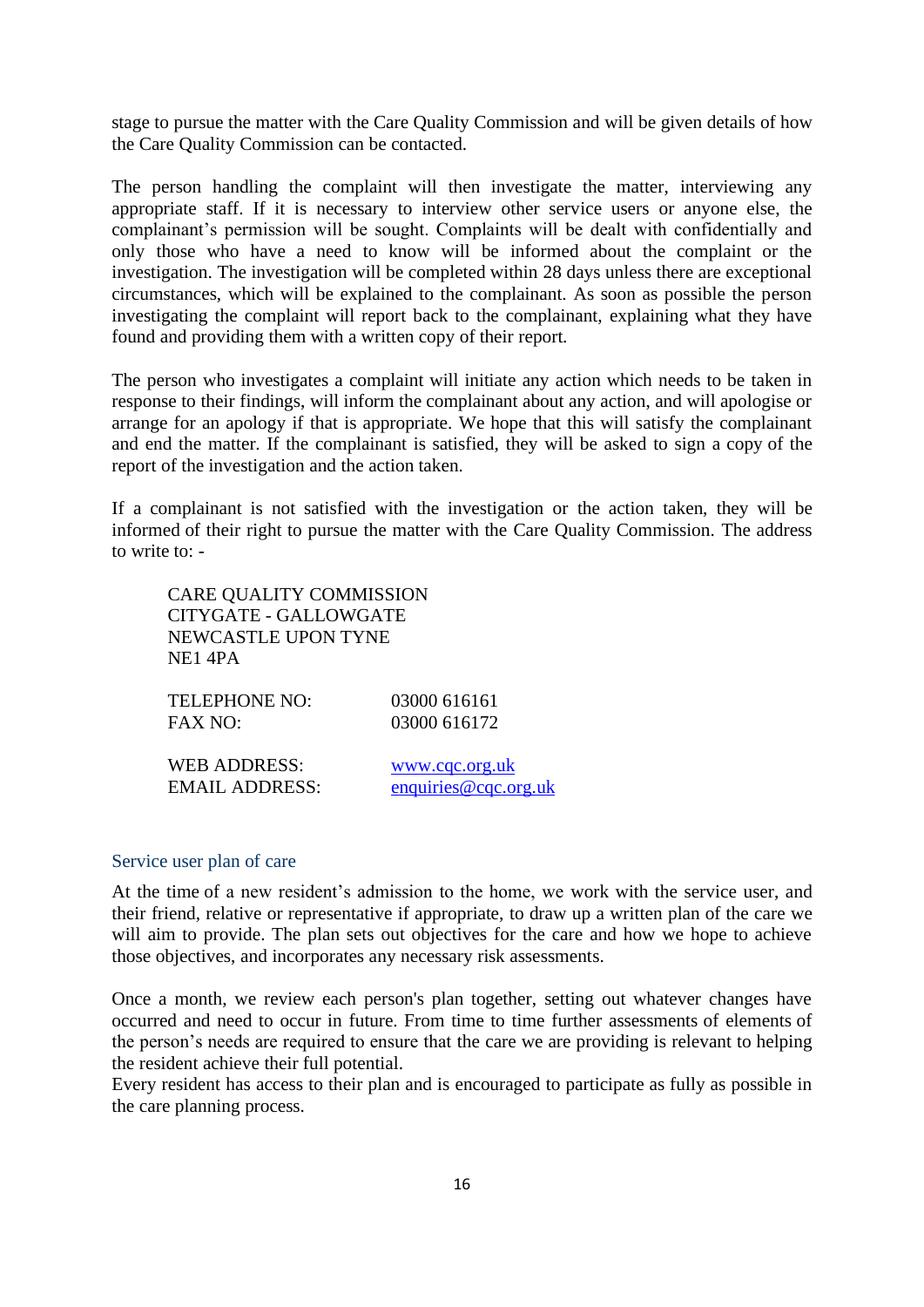stage to pursue the matter with the Care Quality Commission and will be given details of how the Care Quality Commission can be contacted.

The person handling the complaint will then investigate the matter, interviewing any appropriate staff. If it is necessary to interview other service users or anyone else, the complainant's permission will be sought. Complaints will be dealt with confidentially and only those who have a need to know will be informed about the complaint or the investigation. The investigation will be completed within 28 days unless there are exceptional circumstances, which will be explained to the complainant. As soon as possible the person investigating the complaint will report back to the complainant, explaining what they have found and providing them with a written copy of their report.

The person who investigates a complaint will initiate any action which needs to be taken in response to their findings, will inform the complainant about any action, and will apologise or arrange for an apology if that is appropriate. We hope that this will satisfy the complainant and end the matter. If the complainant is satisfied, they will be asked to sign a copy of the report of the investigation and the action taken.

If a complainant is not satisfied with the investigation or the action taken, they will be informed of their right to pursue the matter with the Care Quality Commission. The address to write to: -

CARE QUALITY COMMISSION
CITYGATE - GALLOWGATE
NEWCASTLE UPON TYNE
NE1 4PA

| | |
|---|---|
| TELEPHONE NO: | 03000 616161 |
| FAX NO: | 03000 616172 |
| WEB ADDRESS: | www.cqc.org.uk |
| EMAIL ADDRESS: | enquiries@cqc.org.uk |

## Service user plan of care

At the time of a new resident's admission to the home, we work with the service user, and their friend, relative or representative if appropriate, to draw up a written plan of the care we will aim to provide. The plan sets out objectives for the care and how we hope to achieve those objectives, and incorporates any necessary risk assessments.

Once a month, we review each person's plan together, setting out whatever changes have occurred and need to occur in future. From time to time further assessments of elements of the person's needs are required to ensure that the care we are providing is relevant to helping the resident achieve their full potential.
Every resident has access to their plan and is encouraged to participate as fully as possible in the care planning process.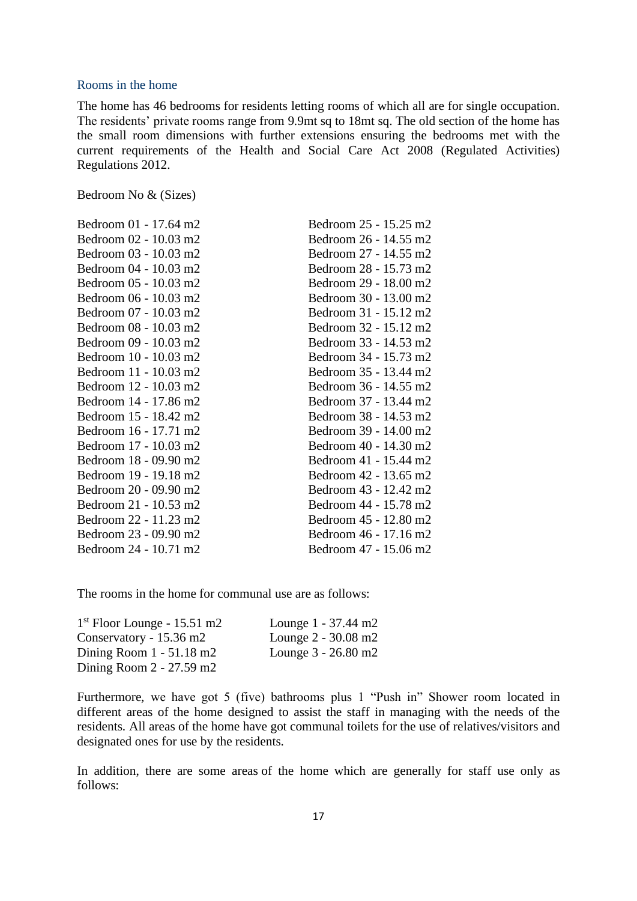## Rooms in the home

The home has 46 bedrooms for residents letting rooms of which all are for single occupation. The residents' private rooms range from 9.9mt sq to 18mt sq. The old section of the home has the small room dimensions with further extensions ensuring the bedrooms met with the current requirements of the Health and Social Care Act 2008 (Regulated Activities) Regulations 2012.

Bedroom No & (Sizes)

Bedroom 01 - 17.64 m2
Bedroom 02 - 10.03 m2
Bedroom 03 - 10.03 m2
Bedroom 04 - 10.03 m2
Bedroom 05 - 10.03 m2
Bedroom 06 - 10.03 m2
Bedroom 07 - 10.03 m2
Bedroom 08 - 10.03 m2
Bedroom 09 - 10.03 m2
Bedroom 10 - 10.03 m2
Bedroom 11 - 10.03 m2
Bedroom 12 - 10.03 m2
Bedroom 14 - 17.86 m2
Bedroom 15 - 18.42 m2
Bedroom 16 - 17.71 m2
Bedroom 17 - 10.03 m2
Bedroom 18 - 09.90 m2
Bedroom 19 - 19.18 m2
Bedroom 20 - 09.90 m2
Bedroom 21 - 10.53 m2
Bedroom 22 - 11.23 m2
Bedroom 23 - 09.90 m2
Bedroom 24 - 10.71 m2
Bedroom 25 - 15.25 m2
Bedroom 26 - 14.55 m2
Bedroom 27 - 14.55 m2
Bedroom 28 - 15.73 m2
Bedroom 29 - 18.00 m2
Bedroom 30 - 13.00 m2
Bedroom 31 - 15.12 m2
Bedroom 32 - 15.12 m2
Bedroom 33 - 14.53 m2
Bedroom 34 - 15.73 m2
Bedroom 35 - 13.44 m2
Bedroom 36 - 14.55 m2
Bedroom 37 - 13.44 m2
Bedroom 38 - 14.53 m2
Bedroom 39 - 14.00 m2
Bedroom 40 - 14.30 m2
Bedroom 41 - 15.44 m2
Bedroom 42 - 13.65 m2
Bedroom 43 - 12.42 m2
Bedroom 44 - 15.78 m2
Bedroom 45 - 12.80 m2
Bedroom 46 - 17.16 m2
Bedroom 47 - 15.06 m2

The rooms in the home for communal use are as follows:

1st Floor Lounge - 15.51 m2
Conservatory - 15.36 m2
Dining Room 1 - 51.18 m2
Dining Room 2 - 27.59 m2
Lounge 1 - 37.44 m2
Lounge 2 - 30.08 m2
Lounge 3 - 26.80 m2

Furthermore, we have got 5 (five) bathrooms plus 1 "Push in" Shower room located in different areas of the home designed to assist the staff in managing with the needs of the residents. All areas of the home have got communal toilets for the use of relatives/visitors and designated ones for use by the residents.

In addition, there are some areas of the home which are generally for staff use only as follows: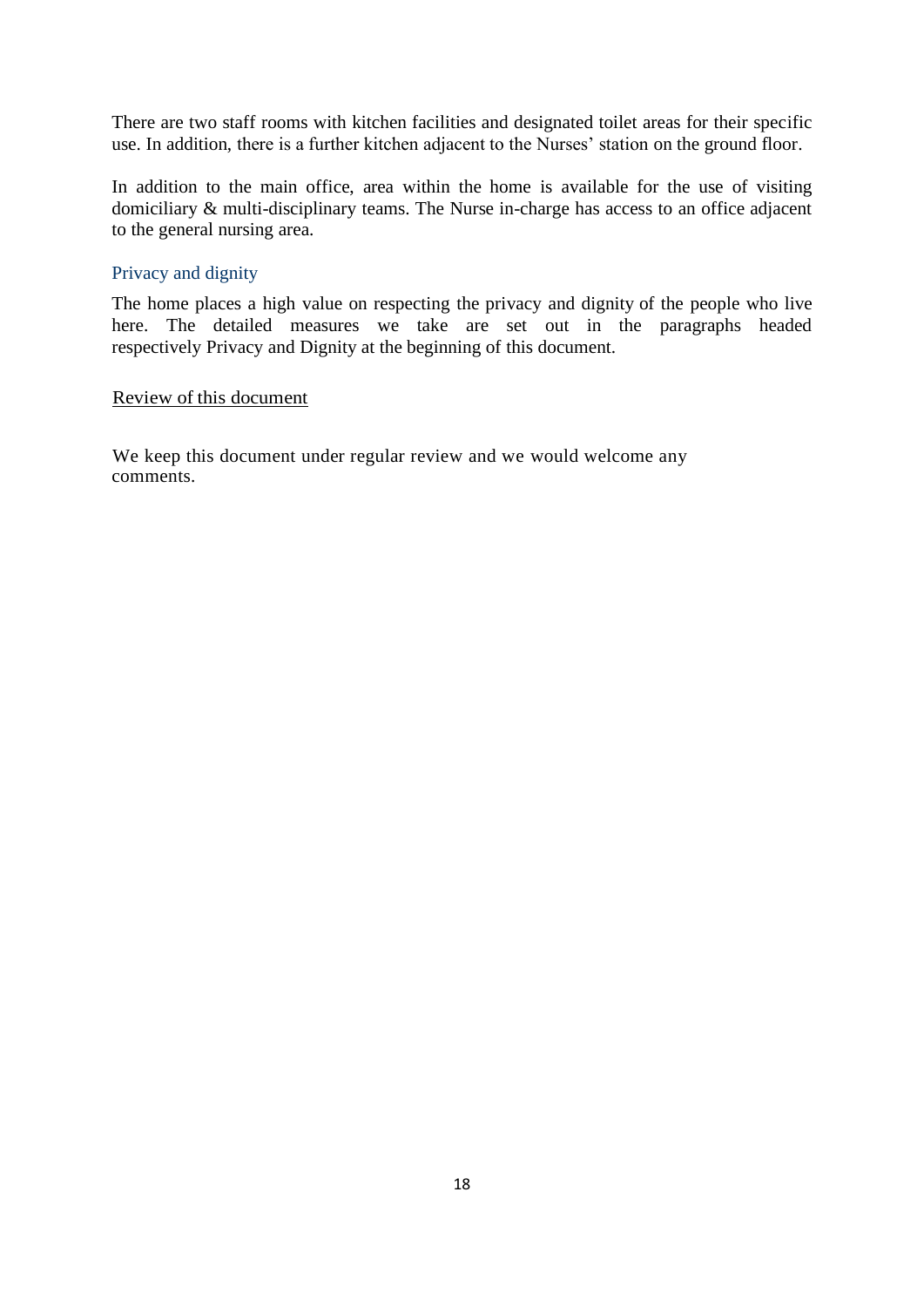There are two staff rooms with kitchen facilities and designated toilet areas for their specific use. In addition, there is a further kitchen adjacent to the Nurses' station on the ground floor.

In addition to the main office, area within the home is available for the use of visiting domiciliary & multi-disciplinary teams. The Nurse in-charge has access to an office adjacent to the general nursing area.

## Privacy and dignity

The home places a high value on respecting the privacy and dignity of the people who live here. The detailed measures we take are set out in the paragraphs headed respectively Privacy and Dignity at the beginning of this document.

## Review of this document

We keep this document under regular review and we would welcome any comments.